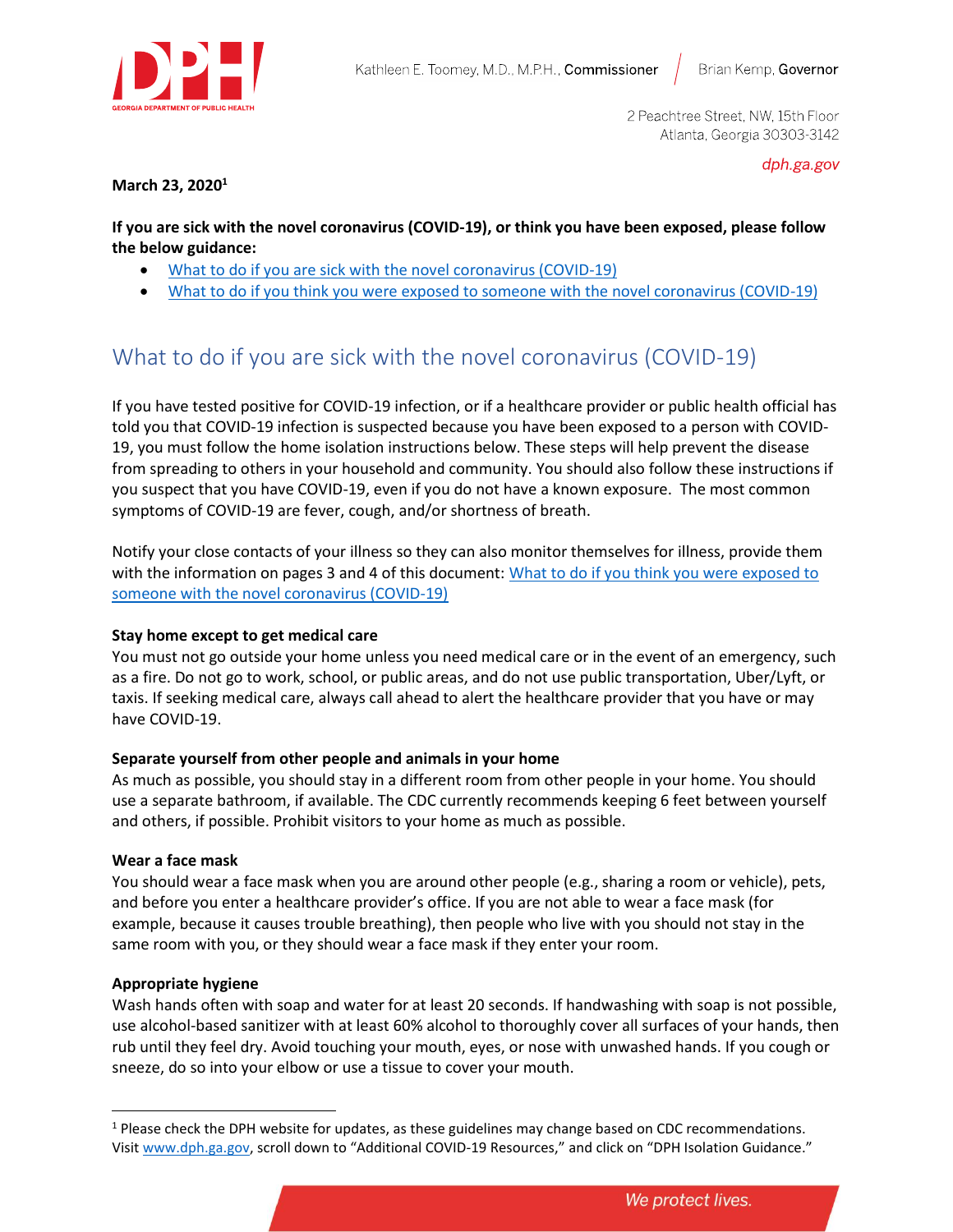Kathleen E. Toomey, M.D., M.P.H., Commissioner | Brian Kemp, Governor

2 Peachtree Street, NW, 15th Floor
Atlanta, Georgia 30303-3142

dph.ga.gov

**March 23, 2020**[1]

**If you are sick with the novel coronavirus (COVID-19), or think you have been exposed, please follow the below guidance:**

- What to do if you are sick with the novel coronavirus (COVID-19)
- What to do if you think you were exposed to someone with the novel coronavirus (COVID-19)

# What to do if you are sick with the novel coronavirus (COVID-19)

If you have tested positive for COVID-19 infection, or if a healthcare provider or public health official has told you that COVID-19 infection is suspected because you have been exposed to a person with COVID-19, you must follow the home isolation instructions below. These steps will help prevent the disease from spreading to others in your household and community. You should also follow these instructions if you suspect that you have COVID-19, even if you do not have a known exposure. The most common symptoms of COVID-19 are fever, cough, and/or shortness of breath.

Notify your close contacts of your illness so they can also monitor themselves for illness, provide them with the information on pages 3 and 4 of this document: What to do if you think you were exposed to someone with the novel coronavirus (COVID-19)

**Stay home except to get medical care**

You must not go outside your home unless you need medical care or in the event of an emergency, such as a fire. Do not go to work, school, or public areas, and do not use public transportation, Uber/Lyft, or taxis. If seeking medical care, always call ahead to alert the healthcare provider that you have or may have COVID-19.

**Separate yourself from other people and animals in your home**

As much as possible, you should stay in a different room from other people in your home. You should use a separate bathroom, if available. The CDC currently recommends keeping 6 feet between yourself and others, if possible. Prohibit visitors to your home as much as possible.

**Wear a face mask**

You should wear a face mask when you are around other people (e.g., sharing a room or vehicle), pets, and before you enter a healthcare provider's office. If you are not able to wear a face mask (for example, because it causes trouble breathing), then people who live with you should not stay in the same room with you, or they should wear a face mask if they enter your room.

**Appropriate hygiene**

Wash hands often with soap and water for at least 20 seconds. If handwashing with soap is not possible, use alcohol-based sanitizer with at least 60% alcohol to thoroughly cover all surfaces of your hands, then rub until they feel dry. Avoid touching your mouth, eyes, or nose with unwashed hands. If you cough or sneeze, do so into your elbow or use a tissue to cover your mouth.

---

[1] Please check the DPH website for updates, as these guidelines may change based on CDC recommendations. Visit www.dph.ga.gov, scroll down to "Additional COVID-19 Resources," and click on "DPH Isolation Guidance."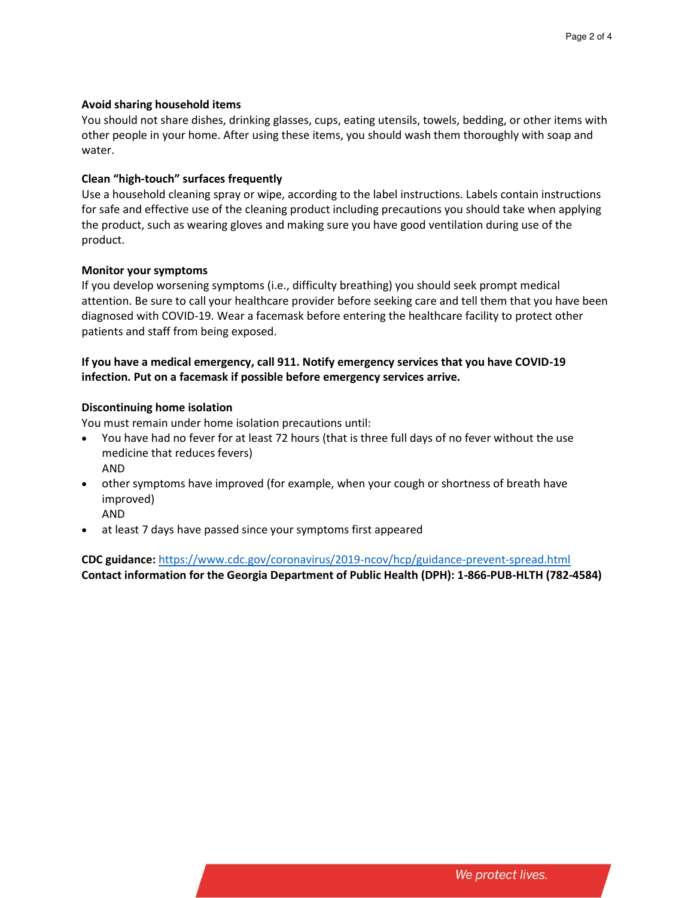**Avoid sharing household items**

You should not share dishes, drinking glasses, cups, eating utensils, towels, bedding, or other items with other people in your home. After using these items, you should wash them thoroughly with soap and water.

**Clean "high-touch" surfaces frequently**

Use a household cleaning spray or wipe, according to the label instructions. Labels contain instructions for safe and effective use of the cleaning product including precautions you should take when applying the product, such as wearing gloves and making sure you have good ventilation during use of the product.

**Monitor your symptoms**

If you develop worsening symptoms (i.e., difficulty breathing) you should seek prompt medical attention. Be sure to call your healthcare provider before seeking care and tell them that you have been diagnosed with COVID-19. Wear a facemask before entering the healthcare facility to protect other patients and staff from being exposed.

**If you have a medical emergency, call 911. Notify emergency services that you have COVID-19 infection. Put on a facemask if possible before emergency services arrive.**

**Discontinuing home isolation**

You must remain under home isolation precautions until:

- You have had no fever for at least 72 hours (that is three full days of no fever without the use medicine that reduces fevers)
  AND
- other symptoms have improved (for example, when your cough or shortness of breath have improved)
  AND
- at least 7 days have passed since your symptoms first appeared

**CDC guidance:** https://www.cdc.gov/coronavirus/2019-ncov/hcp/guidance-prevent-spread.html
**Contact information for the Georgia Department of Public Health (DPH): 1-866-PUB-HLTH (782-4584)**

*We protect lives.*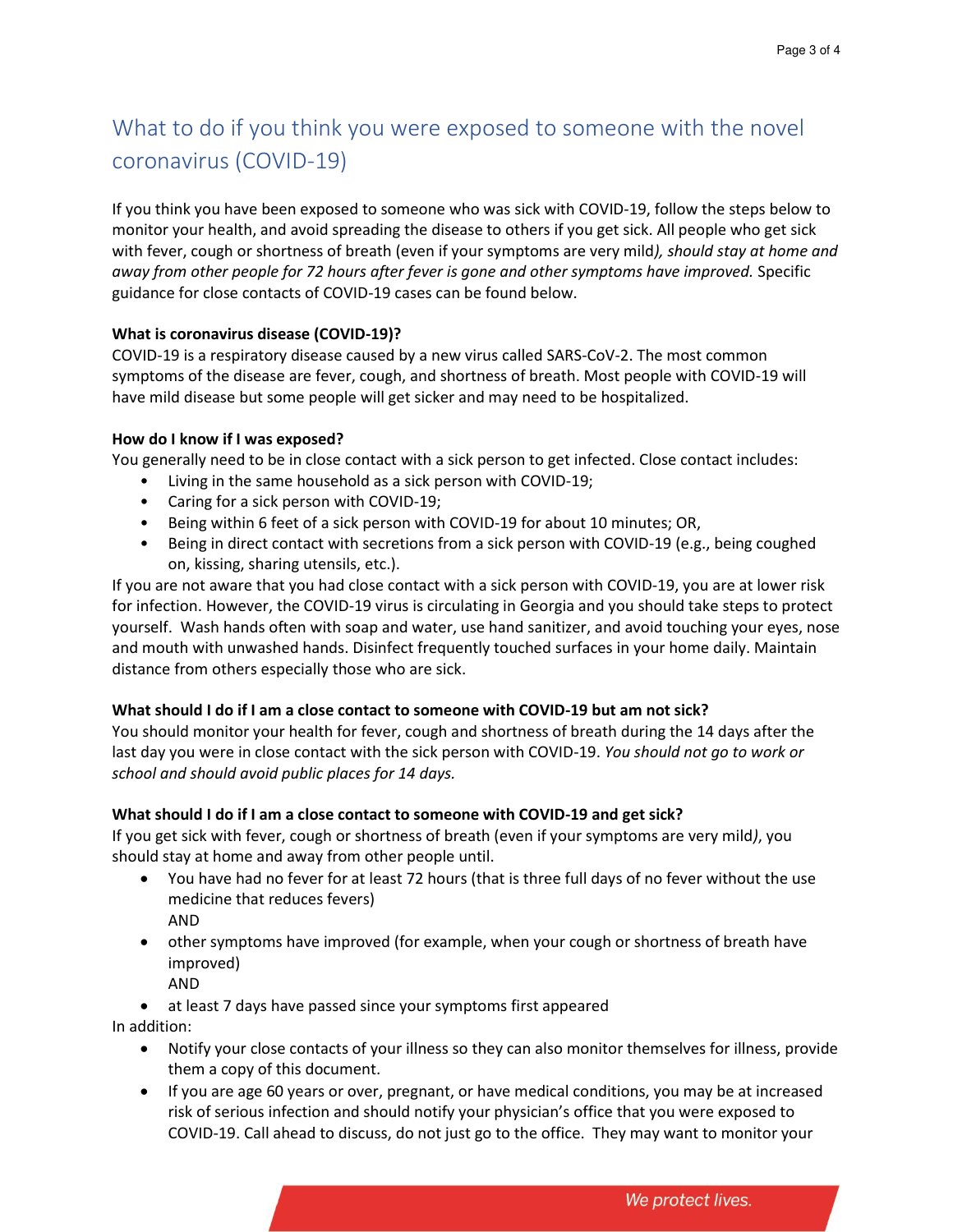# What to do if you think you were exposed to someone with the novel coronavirus (COVID-19)

If you think you have been exposed to someone who was sick with COVID-19, follow the steps below to monitor your health, and avoid spreading the disease to others if you get sick. All people who get sick with fever, cough or shortness of breath (even if your symptoms are very mild*), should stay at home and away from other people for 72 hours after fever is gone and other symptoms have improved.* Specific guidance for close contacts of COVID-19 cases can be found below.

**What is coronavirus disease (COVID-19)?**
COVID-19 is a respiratory disease caused by a new virus called SARS-CoV-2. The most common symptoms of the disease are fever, cough, and shortness of breath. Most people with COVID-19 will have mild disease but some people will get sicker and may need to be hospitalized.

**How do I know if I was exposed?**
You generally need to be in close contact with a sick person to get infected. Close contact includes:

- Living in the same household as a sick person with COVID-19;
- Caring for a sick person with COVID-19;
- Being within 6 feet of a sick person with COVID-19 for about 10 minutes; OR,
- Being in direct contact with secretions from a sick person with COVID-19 (e.g., being coughed on, kissing, sharing utensils, etc.).

If you are not aware that you had close contact with a sick person with COVID-19, you are at lower risk for infection. However, the COVID-19 virus is circulating in Georgia and you should take steps to protect yourself. Wash hands often with soap and water, use hand sanitizer, and avoid touching your eyes, nose and mouth with unwashed hands. Disinfect frequently touched surfaces in your home daily. Maintain distance from others especially those who are sick.

**What should I do if I am a close contact to someone with COVID-19 but am not sick?**
You should monitor your health for fever, cough and shortness of breath during the 14 days after the last day you were in close contact with the sick person with COVID-19. *You should not go to work or school and should avoid public places for 14 days.*

**What should I do if I am a close contact to someone with COVID-19 and get sick?**
If you get sick with fever, cough or shortness of breath (even if your symptoms are very mild*)*, you should stay at home and away from other people until.

- You have had no fever for at least 72 hours (that is three full days of no fever without the use medicine that reduces fevers)
  AND
- other symptoms have improved (for example, when your cough or shortness of breath have improved)
  AND
- at least 7 days have passed since your symptoms first appeared

In addition:

- Notify your close contacts of your illness so they can also monitor themselves for illness, provide them a copy of this document.
- If you are age 60 years or over, pregnant, or have medical conditions, you may be at increased risk of serious infection and should notify your physician's office that you were exposed to COVID-19. Call ahead to discuss, do not just go to the office. They may want to monitor your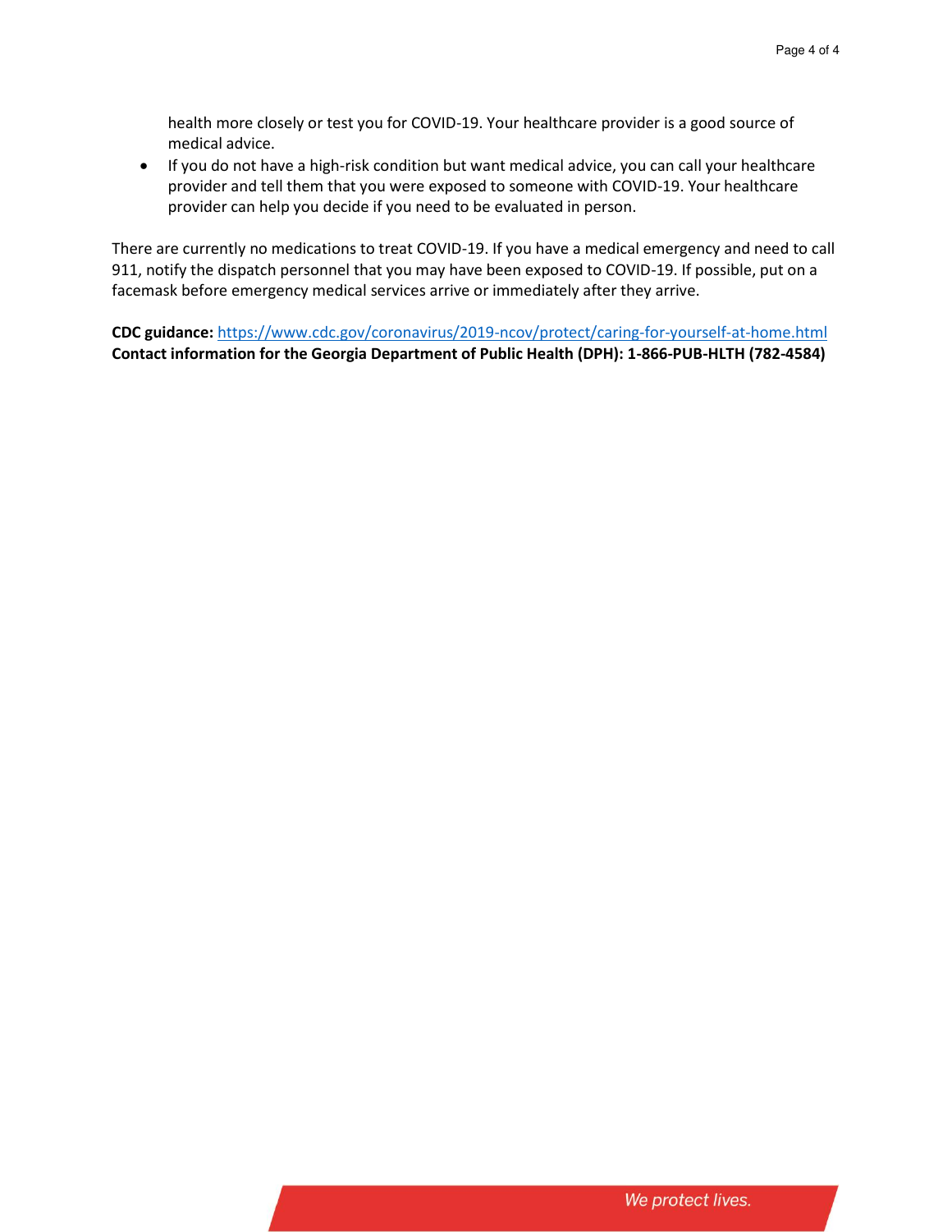health more closely or test you for COVID-19. Your healthcare provider is a good source of medical advice.

- If you do not have a high-risk condition but want medical advice, you can call your healthcare provider and tell them that you were exposed to someone with COVID-19. Your healthcare provider can help you decide if you need to be evaluated in person.

There are currently no medications to treat COVID-19. If you have a medical emergency and need to call 911, notify the dispatch personnel that you may have been exposed to COVID-19. If possible, put on a facemask before emergency medical services arrive or immediately after they arrive.

**CDC guidance:** https://www.cdc.gov/coronavirus/2019-ncov/protect/caring-for-yourself-at-home.html
**Contact information for the Georgia Department of Public Health (DPH): 1-866-PUB-HLTH (782-4584)**

*We protect lives.*